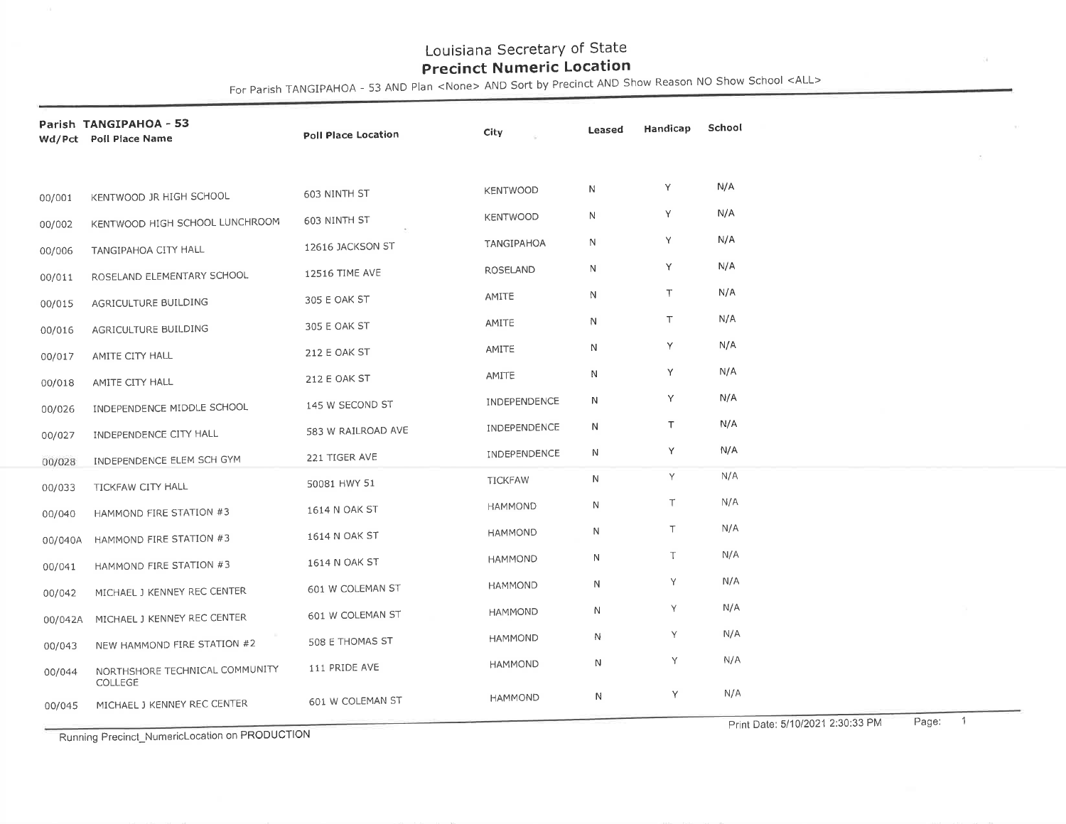# Louisiana Secretary of State
## Precinct Numeric Location

For Parish TANGIPAHOA - 53 AND Plan <None> AND Sort by Precinct AND Show Reason NO Show School <ALL>

**Parish TANGIPAHOA - 53**

| Wd/Pct | Poll Place Name | Poll Place Location | City | Leased | Handicap | School |
|---|---|---|---|---|---|---|
| 00/001 | KENTWOOD JR HIGH SCHOOL | 603 NINTH ST | KENTWOOD | N | Y | N/A |
| 00/002 | KENTWOOD HIGH SCHOOL LUNCHROOM | 603 NINTH ST | KENTWOOD | N | Y | N/A |
| 00/006 | TANGIPAHOA CITY HALL | 12616 JACKSON ST | TANGIPAHOA | N | Y | N/A |
| 00/011 | ROSELAND ELEMENTARY SCHOOL | 12516 TIME AVE | ROSELAND | N | Y | N/A |
| 00/015 | AGRICULTURE BUILDING | 305 E OAK ST | AMITE | N | T | N/A |
| 00/016 | AGRICULTURE BUILDING | 305 E OAK ST | AMITE | N | T | N/A |
| 00/017 | AMITE CITY HALL | 212 E OAK ST | AMITE | N | Y | N/A |
| 00/018 | AMITE CITY HALL | 212 E OAK ST | AMITE | N | Y | N/A |
| 00/026 | INDEPENDENCE MIDDLE SCHOOL | 145 W SECOND ST | INDEPENDENCE | N | Y | N/A |
| 00/027 | INDEPENDENCE CITY HALL | 583 W RAILROAD AVE | INDEPENDENCE | N | T | N/A |
| 00/028 | INDEPENDENCE ELEM SCH GYM | 221 TIGER AVE | INDEPENDENCE | N | Y | N/A |
| 00/033 | TICKFAW CITY HALL | 50081 HWY 51 | TICKFAW | N | Y | N/A |
| 00/040 | HAMMOND FIRE STATION #3 | 1614 N OAK ST | HAMMOND | N | T | N/A |
| 00/040A | HAMMOND FIRE STATION #3 | 1614 N OAK ST | HAMMOND | N | T | N/A |
| 00/041 | HAMMOND FIRE STATION #3 | 1614 N OAK ST | HAMMOND | N | T | N/A |
| 00/042 | MICHAEL J KENNEY REC CENTER | 601 W COLEMAN ST | HAMMOND | N | Y | N/A |
| 00/042A | MICHAEL J KENNEY REC CENTER | 601 W COLEMAN ST | HAMMOND | N | Y | N/A |
| 00/043 | NEW HAMMOND FIRE STATION #2 | 508 E THOMAS ST | HAMMOND | N | Y | N/A |
| 00/044 | NORTHSHORE TECHNICAL COMMUNITY COLLEGE | 111 PRIDE AVE | HAMMOND | N | Y | N/A |
| 00/045 | MICHAEL J KENNEY REC CENTER | 601 W COLEMAN ST | HAMMOND | N | Y | N/A |

Running Precinct_NumericLocation on PRODUCTION

Print Date: 5/10/2021 2:30:33 PM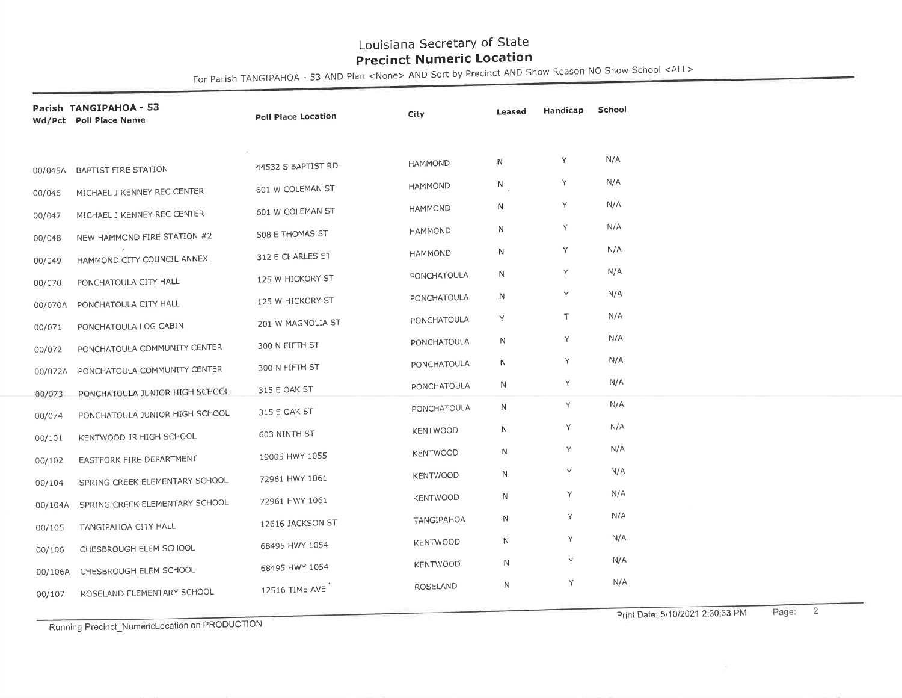# Louisiana Secretary of State

## Precinct Numeric Location

For Parish TANGIPAHOA - 53 AND Plan <None> AND Sort by Precinct AND Show Reason NO Show School <ALL>

**Parish TANGIPAHOA - 53**

| Wd/Pct | Poll Place Name | Poll Place Location | City | Leased | Handicap | School |
|---|---|---|---|---|---|---|
| 00/045A | BAPTIST FIRE STATION | 44532 S BAPTIST RD | HAMMOND | N | Y | N/A |
| 00/046 | MICHAEL J KENNEY REC CENTER | 601 W COLEMAN ST | HAMMOND | N | Y | N/A |
| 00/047 | MICHAEL J KENNEY REC CENTER | 601 W COLEMAN ST | HAMMOND | N | Y | N/A |
| 00/048 | NEW HAMMOND FIRE STATION #2 | 508 E THOMAS ST | HAMMOND | N | Y | N/A |
| 00/049 | HAMMOND CITY COUNCIL ANNEX | 312 E CHARLES ST | HAMMOND | N | Y | N/A |
| 00/070 | PONCHATOULA CITY HALL | 125 W HICKORY ST | PONCHATOULA | N | Y | N/A |
| 00/070A | PONCHATOULA CITY HALL | 125 W HICKORY ST | PONCHATOULA | N | Y | N/A |
| 00/071 | PONCHATOULA LOG CABIN | 201 W MAGNOLIA ST | PONCHATOULA | Y | T | N/A |
| 00/072 | PONCHATOULA COMMUNITY CENTER | 300 N FIFTH ST | PONCHATOULA | N | Y | N/A |
| 00/072A | PONCHATOULA COMMUNITY CENTER | 300 N FIFTH ST | PONCHATOULA | N | Y | N/A |
| 00/073 | PONCHATOULA JUNIOR HIGH SCHOOL | 315 E OAK ST | PONCHATOULA | N | Y | N/A |
| 00/074 | PONCHATOULA JUNIOR HIGH SCHOOL | 315 E OAK ST | PONCHATOULA | N | Y | N/A |
| 00/101 | KENTWOOD JR HIGH SCHOOL | 603 NINTH ST | KENTWOOD | N | Y | N/A |
| 00/102 | EASTFORK FIRE DEPARTMENT | 19005 HWY 1055 | KENTWOOD | N | Y | N/A |
| 00/104 | SPRING CREEK ELEMENTARY SCHOOL | 72961 HWY 1061 | KENTWOOD | N | Y | N/A |
| 00/104A | SPRING CREEK ELEMENTARY SCHOOL | 72961 HWY 1061 | KENTWOOD | N | Y | N/A |
| 00/105 | TANGIPAHOA CITY HALL | 12616 JACKSON ST | TANGIPAHOA | N | Y | N/A |
| 00/106 | CHESBROUGH ELEM SCHOOL | 68495 HWY 1054 | KENTWOOD | N | Y | N/A |
| 00/106A | CHESBROUGH ELEM SCHOOL | 68495 HWY 1054 | KENTWOOD | N | Y | N/A |
| 00/107 | ROSELAND ELEMENTARY SCHOOL | 12516 TIME AVE | ROSELAND | N | Y | N/A |

Running Precinct_NumericLocation on PRODUCTION

Print Date: 5/10/2021 2:30:33 PM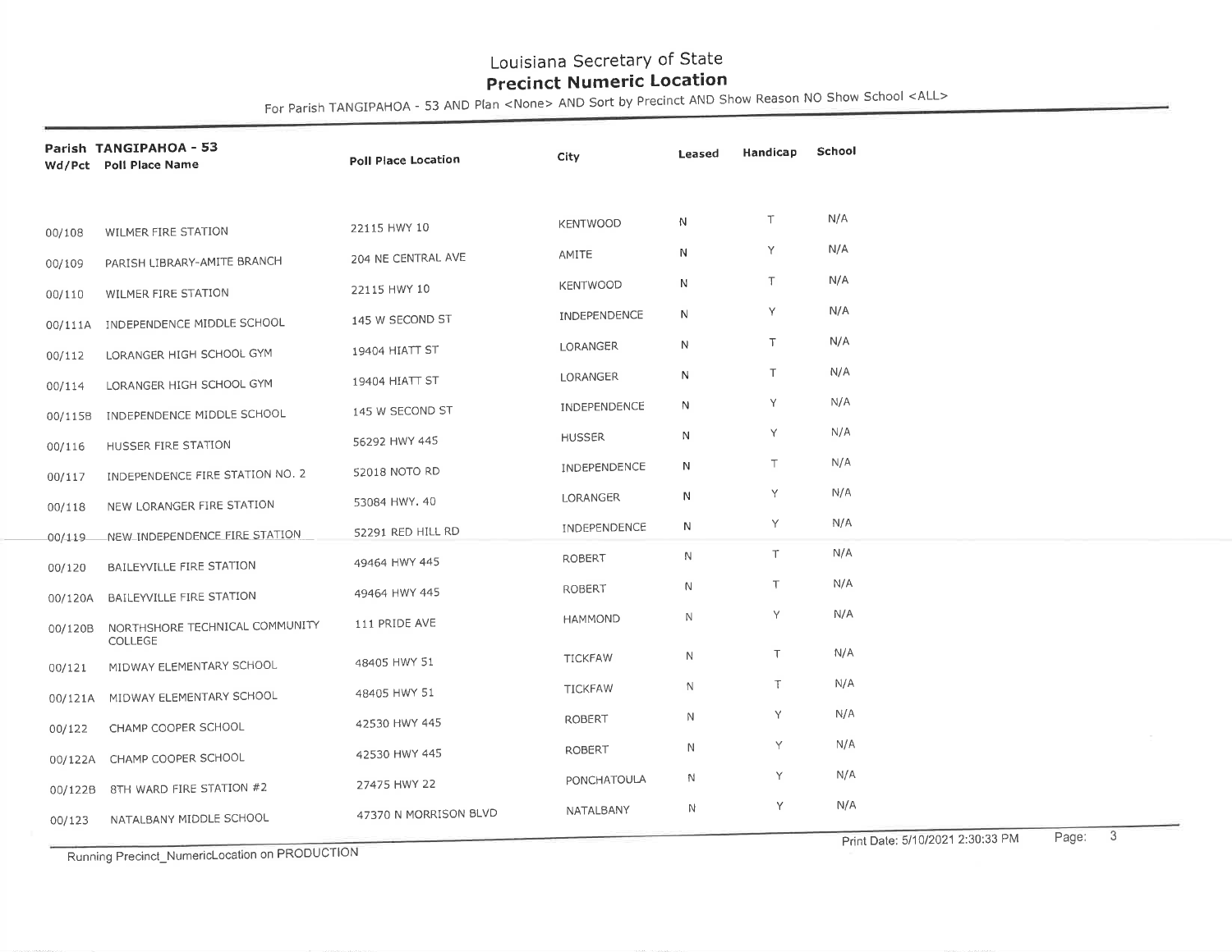# Louisiana Secretary of State
## Precinct Numeric Location

For Parish TANGIPAHOA - 53 AND Plan <None> AND Sort by Precinct AND Show Reason NO Show School <ALL>

**Parish TANGIPAHOA - 53**

| Wd/Pct | Poll Place Name | Poll Place Location | City | Leased | Handicap | School |
|---|---|---|---|---|---|---|
| 00/108 | WILMER FIRE STATION | 22115 HWY 10 | KENTWOOD | N | T | N/A |
| 00/109 | PARISH LIBRARY-AMITE BRANCH | 204 NE CENTRAL AVE | AMITE | N | Y | N/A |
| 00/110 | WILMER FIRE STATION | 22115 HWY 10 | KENTWOOD | N | T | N/A |
| 00/111A | INDEPENDENCE MIDDLE SCHOOL | 145 W SECOND ST | INDEPENDENCE | N | Y | N/A |
| 00/112 | LORANGER HIGH SCHOOL GYM | 19404 HIATT ST | LORANGER | N | T | N/A |
| 00/114 | LORANGER HIGH SCHOOL GYM | 19404 HIATT ST | LORANGER | N | T | N/A |
| 00/115B | INDEPENDENCE MIDDLE SCHOOL | 145 W SECOND ST | INDEPENDENCE | N | Y | N/A |
| 00/116 | HUSSER FIRE STATION | 56292 HWY 445 | HUSSER | N | Y | N/A |
| 00/117 | INDEPENDENCE FIRE STATION NO. 2 | 52018 NOTO RD | INDEPENDENCE | N | T | N/A |
| 00/118 | NEW LORANGER FIRE STATION | 53084 HWY. 40 | LORANGER | N | Y | N/A |
| 00/119 | NEW INDEPENDENCE FIRE STATION | 52291 RED HILL RD | INDEPENDENCE | N | Y | N/A |
| 00/120 | BAILEYVILLE FIRE STATION | 49464 HWY 445 | ROBERT | N | T | N/A |
| 00/120A | BAILEYVILLE FIRE STATION | 49464 HWY 445 | ROBERT | N | T | N/A |
| 00/120B | NORTHSHORE TECHNICAL COMMUNITY COLLEGE | 111 PRIDE AVE | HAMMOND | N | Y | N/A |
| 00/121 | MIDWAY ELEMENTARY SCHOOL | 48405 HWY 51 | TICKFAW | N | T | N/A |
| 00/121A | MIDWAY ELEMENTARY SCHOOL | 48405 HWY 51 | TICKFAW | N | T | N/A |
| 00/122 | CHAMP COOPER SCHOOL | 42530 HWY 445 | ROBERT | N | Y | N/A |
| 00/122A | CHAMP COOPER SCHOOL | 42530 HWY 445 | ROBERT | N | Y | N/A |
| 00/122B | 8TH WARD FIRE STATION #2 | 27475 HWY 22 | PONCHATOULA | N | Y | N/A |
| 00/123 | NATALBANY MIDDLE SCHOOL | 47370 N MORRISON BLVD | NATALBANY | N | Y | N/A |

Running Precinct_NumericLocation on PRODUCTION

Print Date: 5/10/2021 2:30:33 PM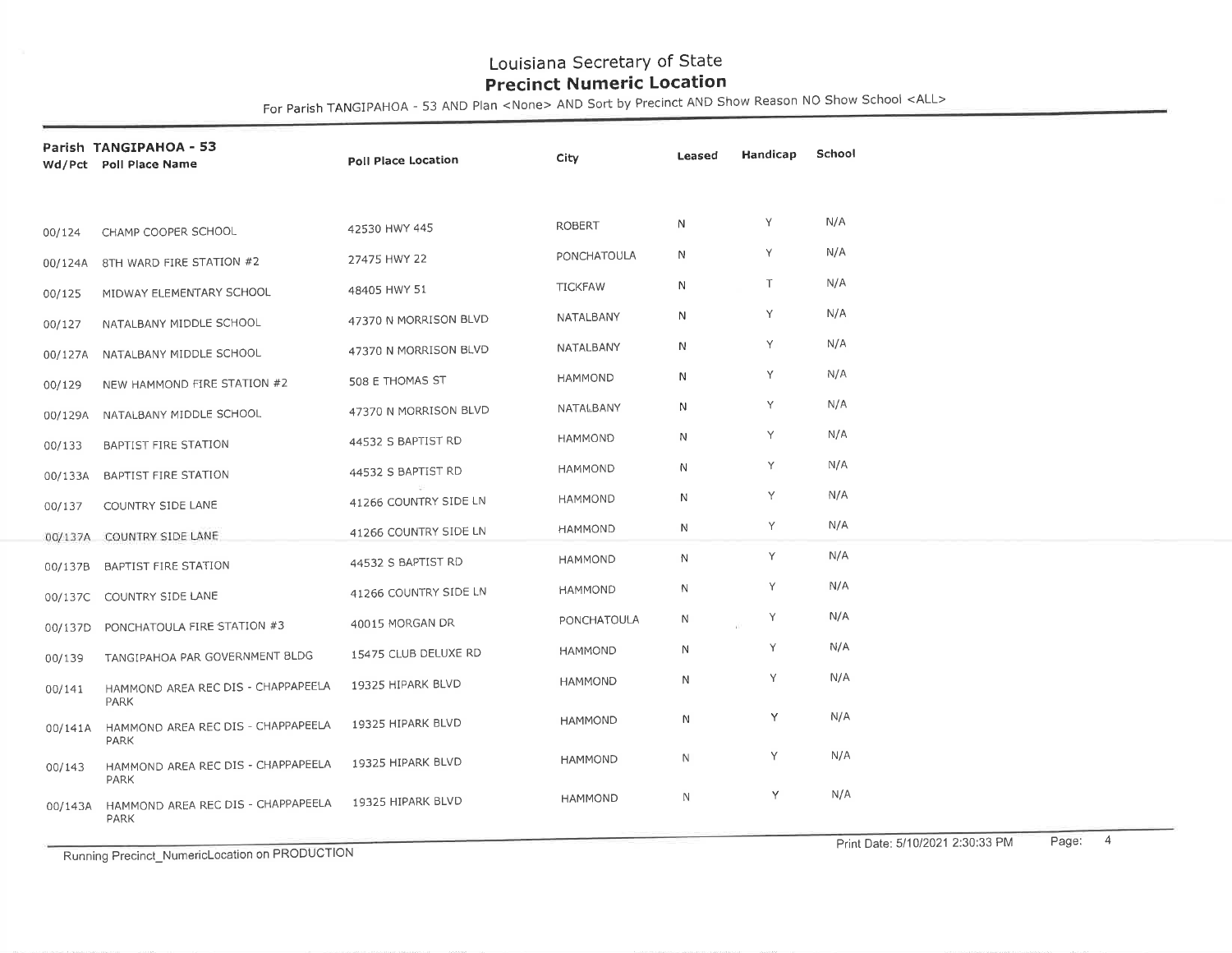# Louisiana Secretary of State
## Precinct Numeric Location

For Parish TANGIPAHOA - 53 AND Plan <None> AND Sort by Precinct AND Show Reason NO Show School <ALL>

**Parish TANGIPAHOA - 53**

| Wd/Pct | Poll Place Name | Poll Place Location | City | Leased | Handicap | School |
|---|---|---|---|---|---|---|
| 00/124 | CHAMP COOPER SCHOOL | 42530 HWY 445 | ROBERT | N | Y | N/A |
| 00/124A | 8TH WARD FIRE STATION #2 | 27475 HWY 22 | PONCHATOULA | N | Y | N/A |
| 00/125 | MIDWAY ELEMENTARY SCHOOL | 48405 HWY 51 | TICKFAW | N | T | N/A |
| 00/127 | NATALBANY MIDDLE SCHOOL | 47370 N MORRISON BLVD | NATALBANY | N | Y | N/A |
| 00/127A | NATALBANY MIDDLE SCHOOL | 47370 N MORRISON BLVD | NATALBANY | N | Y | N/A |
| 00/129 | NEW HAMMOND FIRE STATION #2 | 508 E THOMAS ST | HAMMOND | N | Y | N/A |
| 00/129A | NATALBANY MIDDLE SCHOOL | 47370 N MORRISON BLVD | NATALBANY | N | Y | N/A |
| 00/133 | BAPTIST FIRE STATION | 44532 S BAPTIST RD | HAMMOND | N | Y | N/A |
| 00/133A | BAPTIST FIRE STATION | 44532 S BAPTIST RD | HAMMOND | N | Y | N/A |
| 00/137 | COUNTRY SIDE LANE | 41266 COUNTRY SIDE LN | HAMMOND | N | Y | N/A |
| 00/137A | COUNTRY SIDE LANE | 41266 COUNTRY SIDE LN | HAMMOND | N | Y | N/A |
| 00/137B | BAPTIST FIRE STATION | 44532 S BAPTIST RD | HAMMOND | N | Y | N/A |
| 00/137C | COUNTRY SIDE LANE | 41266 COUNTRY SIDE LN | HAMMOND | N | Y | N/A |
| 00/137D | PONCHATOULA FIRE STATION #3 | 40015 MORGAN DR | PONCHATOULA | N | Y | N/A |
| 00/139 | TANGIPAHOA PAR GOVERNMENT BLDG | 15475 CLUB DELUXE RD | HAMMOND | N | Y | N/A |
| 00/141 | HAMMOND AREA REC DIS - CHAPPAPEELA PARK | 19325 HIPARK BLVD | HAMMOND | N | Y | N/A |
| 00/141A | HAMMOND AREA REC DIS - CHAPPAPEELA PARK | 19325 HIPARK BLVD | HAMMOND | N | Y | N/A |
| 00/143 | HAMMOND AREA REC DIS - CHAPPAPEELA PARK | 19325 HIPARK BLVD | HAMMOND | N | Y | N/A |
| 00/143A | HAMMOND AREA REC DIS - CHAPPAPEELA PARK | 19325 HIPARK BLVD | HAMMOND | N | Y | N/A |

Running Precinct_NumericLocation on PRODUCTION

Print Date: 5/10/2021 2:30:33 PM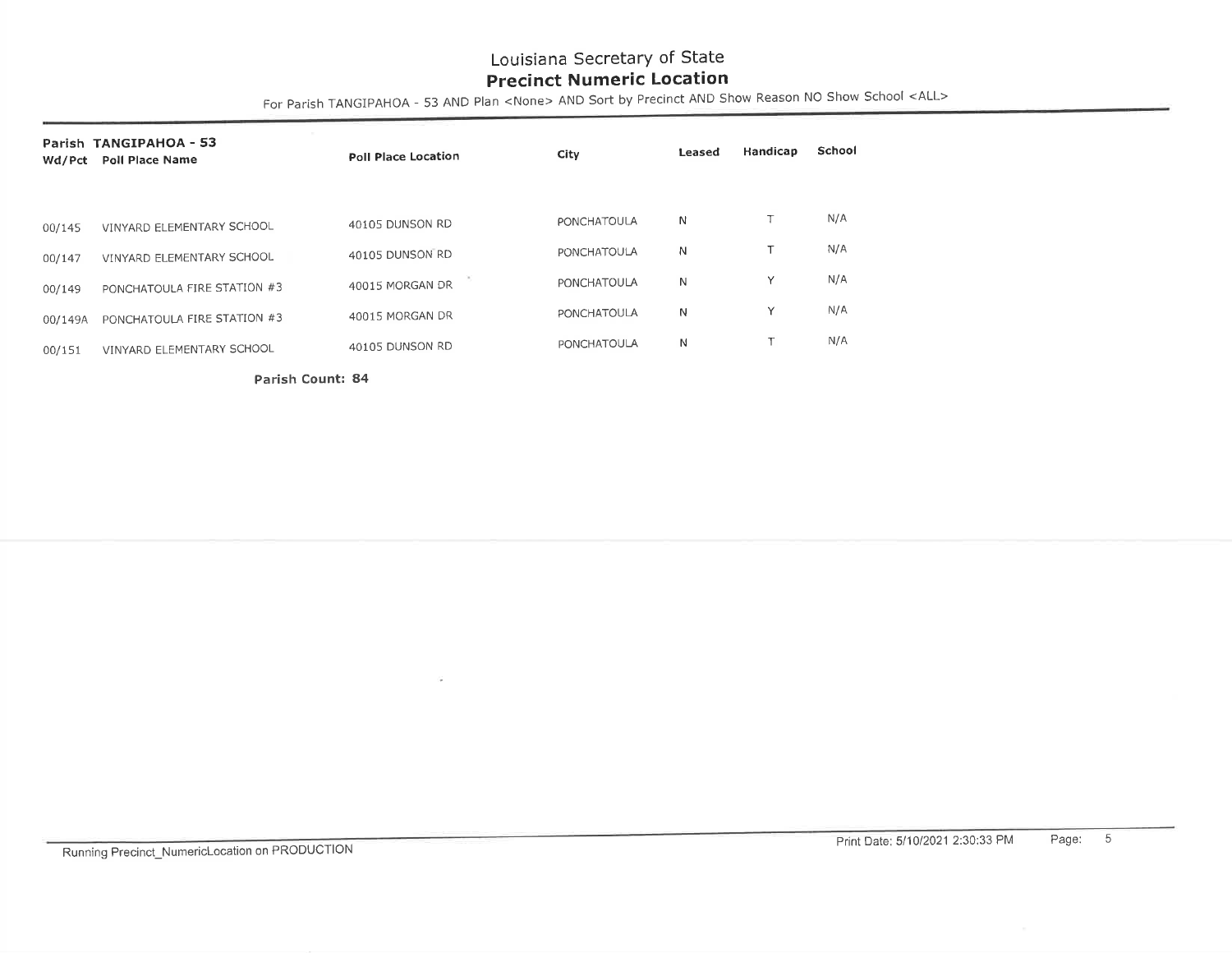# Louisiana Secretary of State

## Precinct Numeric Location

For Parish TANGIPAHOA - 53 AND Plan <None> AND Sort by Precinct AND Show Reason NO Show School <ALL>

**Parish TANGIPAHOA - 53**

| Wd/Pct | Poll Place Name | Poll Place Location | City | Leased | Handicap | School |
|---|---|---|---|---|---|---|
| 00/145 | VINYARD ELEMENTARY SCHOOL | 40105 DUNSON RD | PONCHATOULA | N | T | N/A |
| 00/147 | VINYARD ELEMENTARY SCHOOL | 40105 DUNSON RD | PONCHATOULA | N | T | N/A |
| 00/149 | PONCHATOULA FIRE STATION #3 | 40015 MORGAN DR | PONCHATOULA | N | Y | N/A |
| 00/149A | PONCHATOULA FIRE STATION #3 | 40015 MORGAN DR | PONCHATOULA | N | Y | N/A |
| 00/151 | VINYARD ELEMENTARY SCHOOL | 40105 DUNSON RD | PONCHATOULA | N | T | N/A |

**Parish Count: 84**

Running Precinct_NumericLocation on PRODUCTION

Print Date: 5/10/2021 2:30:33 PM